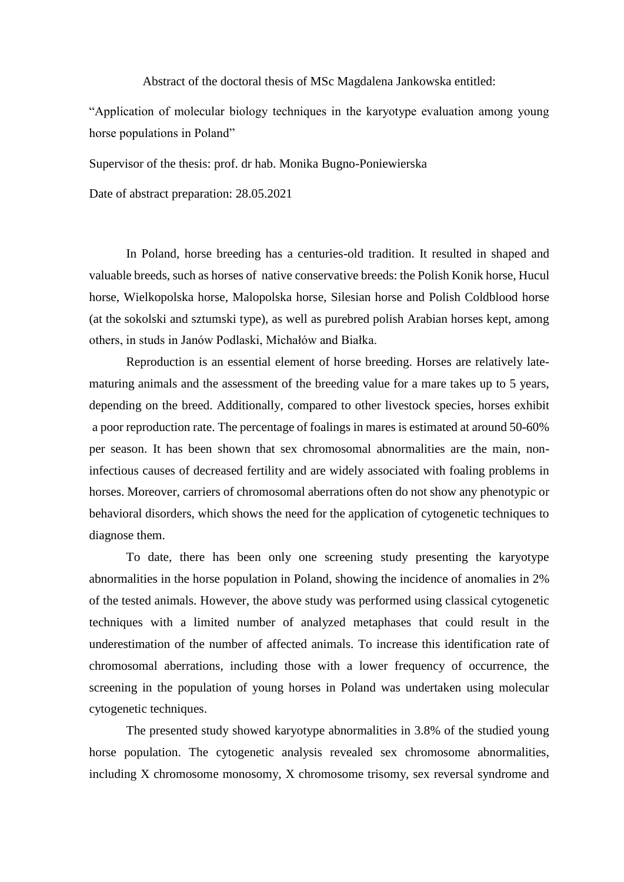Abstract of the doctoral thesis of MSc Magdalena Jankowska entitled:

"Application of molecular biology techniques in the karyotype evaluation among young horse populations in Poland"

Supervisor of the thesis: prof. dr hab. Monika Bugno-Poniewierska

Date of abstract preparation: 28.05.2021

In Poland, horse breeding has a centuries-old tradition. It resulted in shaped and valuable breeds, such as horses of native conservative breeds: the Polish Konik horse, Hucul horse, Wielkopolska horse, Malopolska horse, Silesian horse and Polish Coldblood horse (at the sokolski and sztumski type), as well as purebred polish Arabian horses kept, among others, in studs in Janów Podlaski, Michałów and Białka.

Reproduction is an essential element of horse breeding. Horses are relatively late-maturing animals and the assessment of the breeding value for a mare takes up to 5 years, depending on the breed. Additionally, compared to other livestock species, horses exhibit a poor reproduction rate. The percentage of foalings in mares is estimated at around 50-60% per season. It has been shown that sex chromosomal abnormalities are the main, non-infectious causes of decreased fertility and are widely associated with foaling problems in horses. Moreover, carriers of chromosomal aberrations often do not show any phenotypic or behavioral disorders, which shows the need for the application of cytogenetic techniques to diagnose them.

To date, there has been only one screening study presenting the karyotype abnormalities in the horse population in Poland, showing the incidence of anomalies in 2% of the tested animals. However, the above study was performed using classical cytogenetic techniques with a limited number of analyzed metaphases that could result in the underestimation of the number of affected animals. To increase this identification rate of chromosomal aberrations, including those with a lower frequency of occurrence, the screening in the population of young horses in Poland was undertaken using molecular cytogenetic techniques.

The presented study showed karyotype abnormalities in 3.8% of the studied young horse population. The cytogenetic analysis revealed sex chromosome abnormalities, including X chromosome monosomy, X chromosome trisomy, sex reversal syndrome and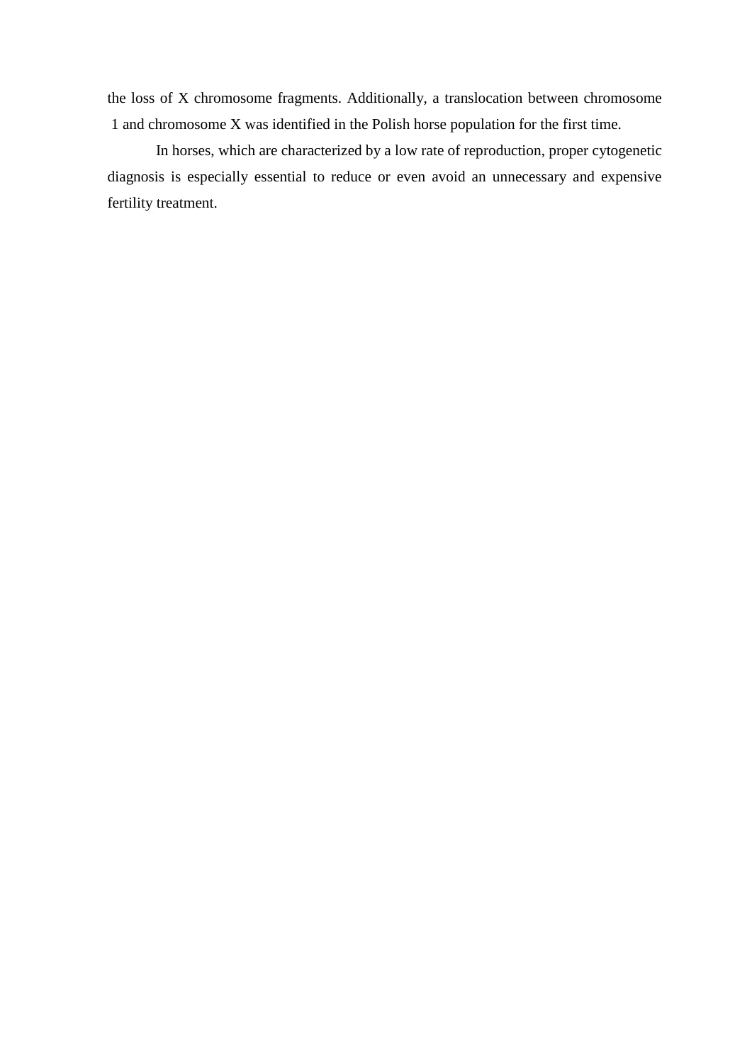the loss of X chromosome fragments. Additionally, a translocation between chromosome 1 and chromosome X was identified in the Polish horse population for the first time.

In horses, which are characterized by a low rate of reproduction, proper cytogenetic diagnosis is especially essential to reduce or even avoid an unnecessary and expensive fertility treatment.